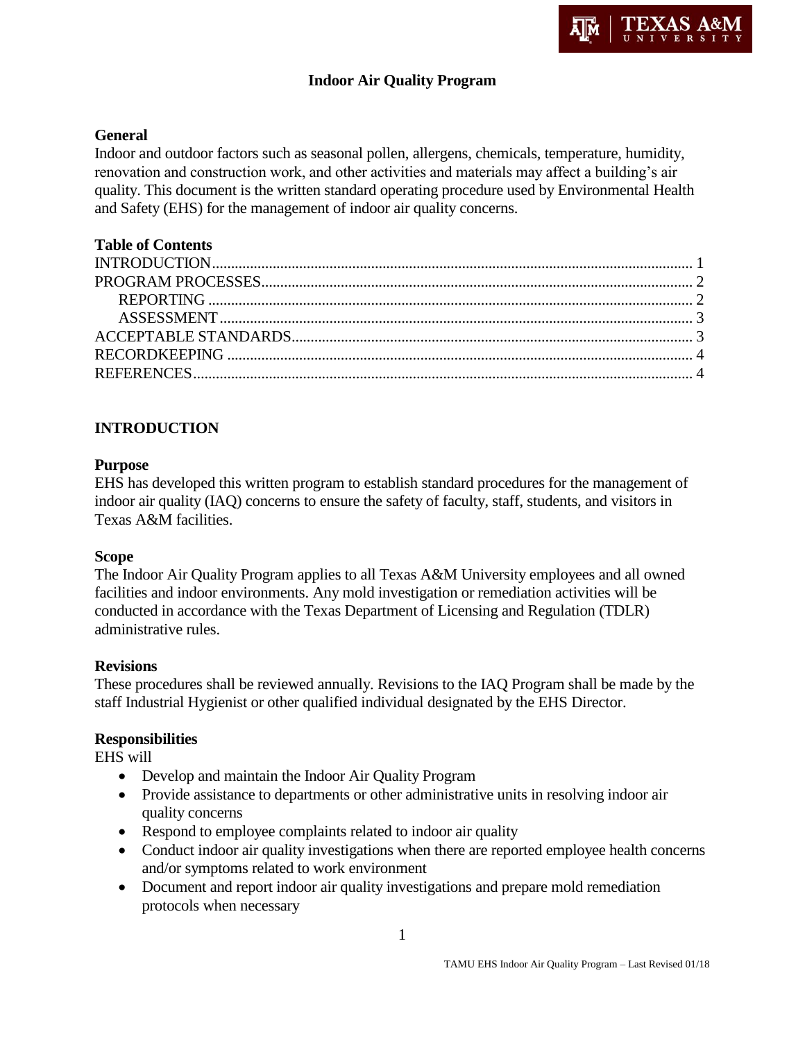# Indoor Air Quality Program

## General

Indoor and outdoor factors such as seasonal pollen, allergens, chemicals, temperature, humidity, renovation and construction work, and other activities and materials may affect a building's air quality. This document is the written standard operating procedure used by Environmental Health and Safety (EHS) for the management of indoor air quality concerns.

## Table of Contents

INTRODUCTION ..... 1
PROGRAM PROCESSES ..... 2
    REPORTING ..... 2
    ASSESSMENT ..... 3
ACCEPTABLE STANDARDS ..... 3
RECORDKEEPING ..... 4
REFERENCES ..... 4

## INTRODUCTION

### Purpose

EHS has developed this written program to establish standard procedures for the management of indoor air quality (IAQ) concerns to ensure the safety of faculty, staff, students, and visitors in Texas A&M facilities.

### Scope

The Indoor Air Quality Program applies to all Texas A&M University employees and all owned facilities and indoor environments. Any mold investigation or remediation activities will be conducted in accordance with the Texas Department of Licensing and Regulation (TDLR) administrative rules.

### Revisions

These procedures shall be reviewed annually. Revisions to the IAQ Program shall be made by the staff Industrial Hygienist or other qualified individual designated by the EHS Director.

### Responsibilities

EHS will

- Develop and maintain the Indoor Air Quality Program
- Provide assistance to departments or other administrative units in resolving indoor air quality concerns
- Respond to employee complaints related to indoor air quality
- Conduct indoor air quality investigations when there are reported employee health concerns and/or symptoms related to work environment
- Document and report indoor air quality investigations and prepare mold remediation protocols when necessary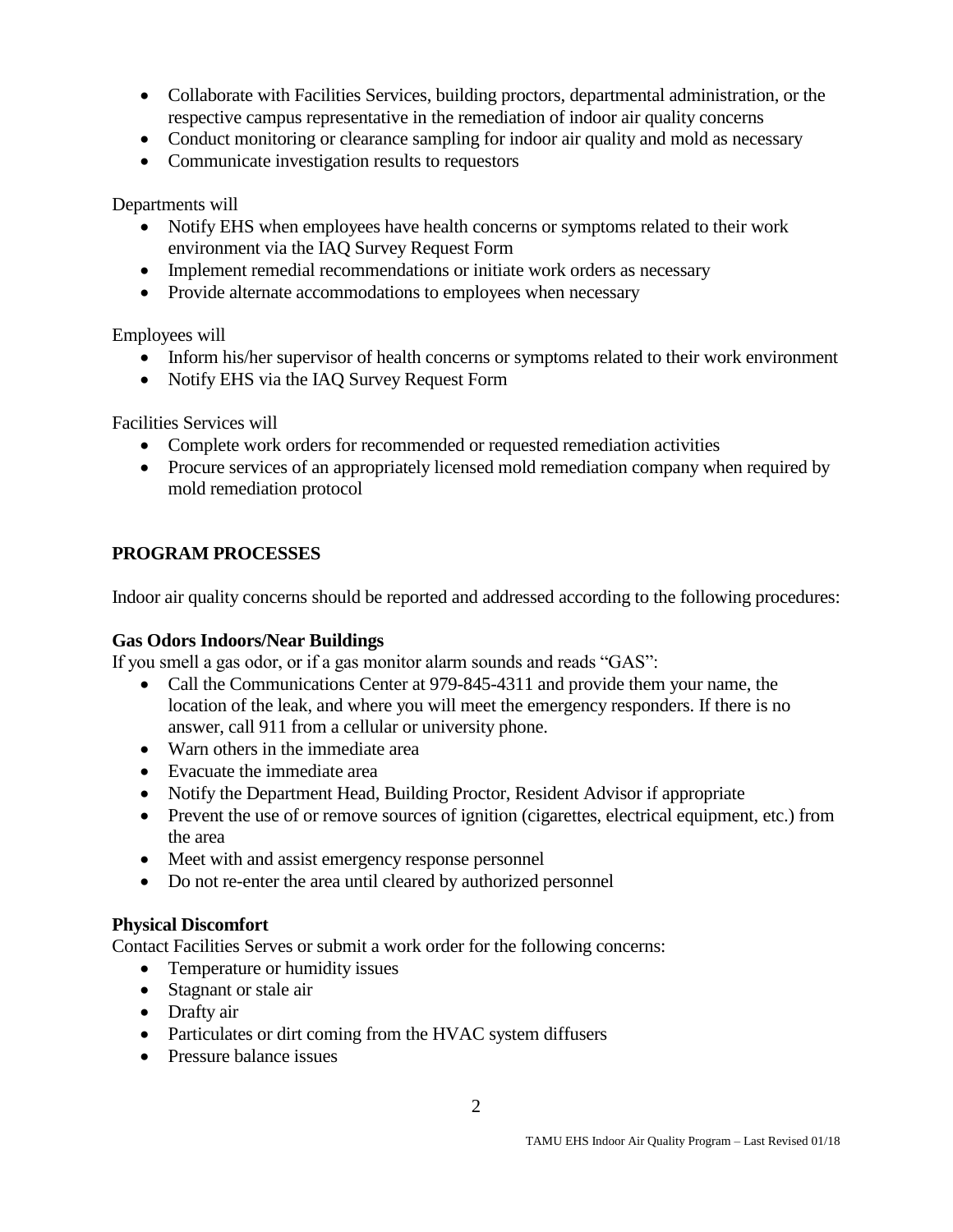- Collaborate with Facilities Services, building proctors, departmental administration, or the respective campus representative in the remediation of indoor air quality concerns
- Conduct monitoring or clearance sampling for indoor air quality and mold as necessary
- Communicate investigation results to requestors

Departments will

- Notify EHS when employees have health concerns or symptoms related to their work environment via the IAQ Survey Request Form
- Implement remedial recommendations or initiate work orders as necessary
- Provide alternate accommodations to employees when necessary

Employees will

- Inform his/her supervisor of health concerns or symptoms related to their work environment
- Notify EHS via the IAQ Survey Request Form

Facilities Services will

- Complete work orders for recommended or requested remediation activities
- Procure services of an appropriately licensed mold remediation company when required by mold remediation protocol

## PROGRAM PROCESSES

Indoor air quality concerns should be reported and addressed according to the following procedures:

### Gas Odors Indoors/Near Buildings

If you smell a gas odor, or if a gas monitor alarm sounds and reads "GAS":

- Call the Communications Center at 979-845-4311 and provide them your name, the location of the leak, and where you will meet the emergency responders. If there is no answer, call 911 from a cellular or university phone.
- Warn others in the immediate area
- Evacuate the immediate area
- Notify the Department Head, Building Proctor, Resident Advisor if appropriate
- Prevent the use of or remove sources of ignition (cigarettes, electrical equipment, etc.) from the area
- Meet with and assist emergency response personnel
- Do not re-enter the area until cleared by authorized personnel

### Physical Discomfort

Contact Facilities Serves or submit a work order for the following concerns:

- Temperature or humidity issues
- Stagnant or stale air
- Drafty air
- Particulates or dirt coming from the HVAC system diffusers
- Pressure balance issues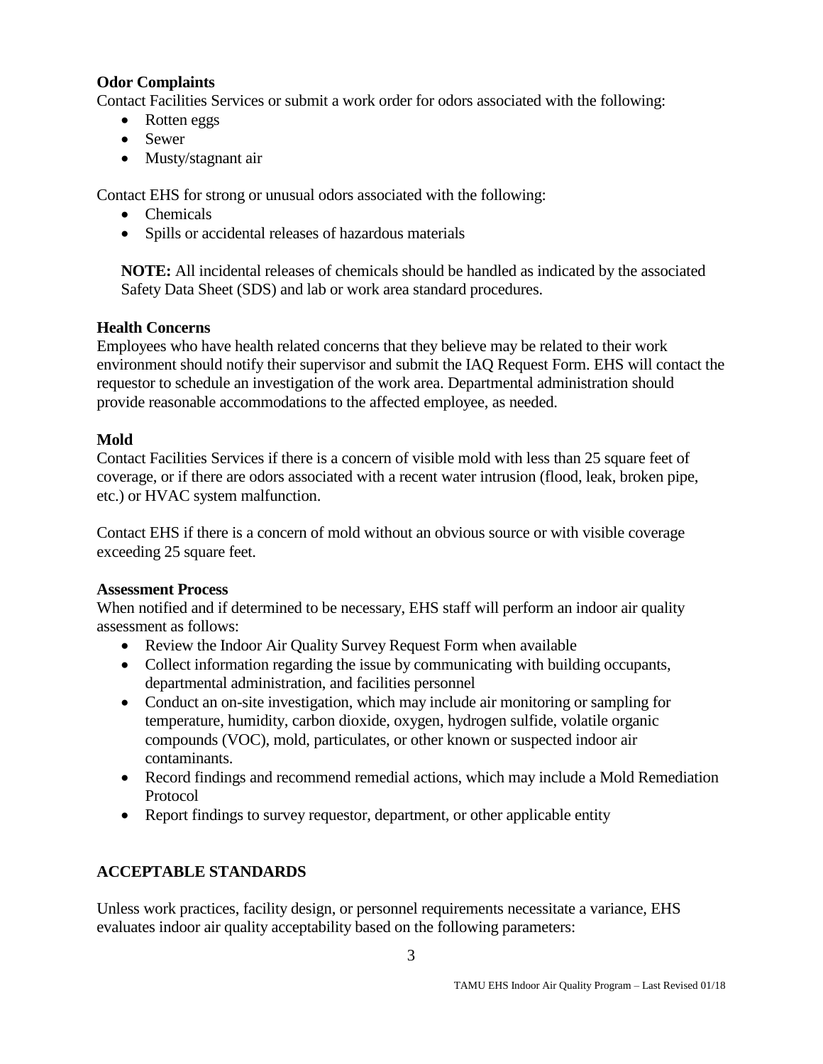**Odor Complaints**

Contact Facilities Services or submit a work order for odors associated with the following:

- Rotten eggs
- Sewer
- Musty/stagnant air

Contact EHS for strong or unusual odors associated with the following:

- Chemicals
- Spills or accidental releases of hazardous materials

**NOTE:** All incidental releases of chemicals should be handled as indicated by the associated Safety Data Sheet (SDS) and lab or work area standard procedures.

**Health Concerns**

Employees who have health related concerns that they believe may be related to their work environment should notify their supervisor and submit the IAQ Request Form. EHS will contact the requestor to schedule an investigation of the work area. Departmental administration should provide reasonable accommodations to the affected employee, as needed.

**Mold**

Contact Facilities Services if there is a concern of visible mold with less than 25 square feet of coverage, or if there are odors associated with a recent water intrusion (flood, leak, broken pipe, etc.) or HVAC system malfunction.

Contact EHS if there is a concern of mold without an obvious source or with visible coverage exceeding 25 square feet.

**Assessment Process**

When notified and if determined to be necessary, EHS staff will perform an indoor air quality assessment as follows:

- Review the Indoor Air Quality Survey Request Form when available
- Collect information regarding the issue by communicating with building occupants, departmental administration, and facilities personnel
- Conduct an on-site investigation, which may include air monitoring or sampling for temperature, humidity, carbon dioxide, oxygen, hydrogen sulfide, volatile organic compounds (VOC), mold, particulates, or other known or suspected indoor air contaminants.
- Record findings and recommend remedial actions, which may include a Mold Remediation Protocol
- Report findings to survey requestor, department, or other applicable entity

## ACCEPTABLE STANDARDS

Unless work practices, facility design, or personnel requirements necessitate a variance, EHS evaluates indoor air quality acceptability based on the following parameters: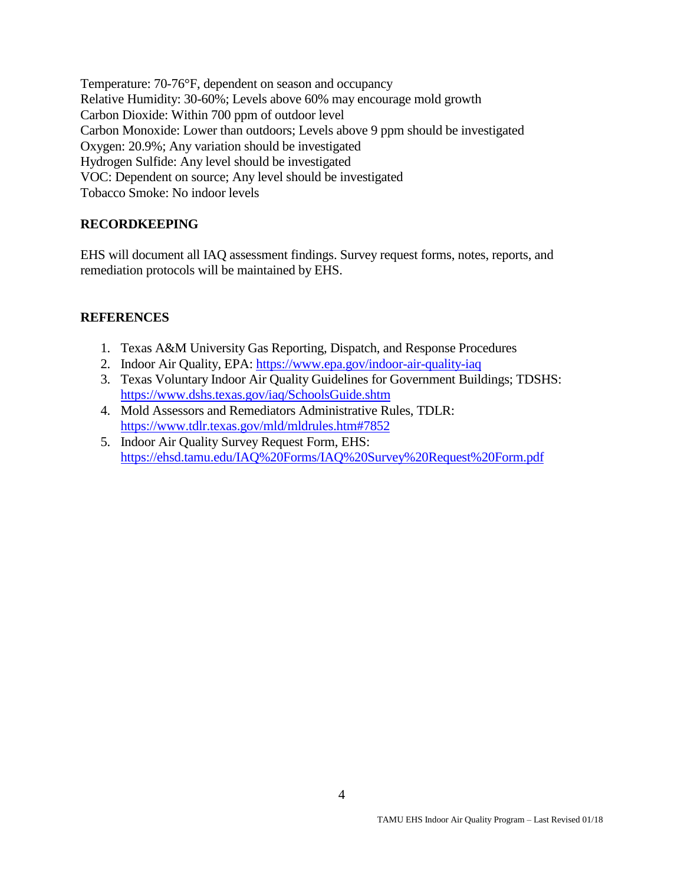Temperature: 70-76°F, dependent on season and occupancy
Relative Humidity: 30-60%; Levels above 60% may encourage mold growth
Carbon Dioxide: Within 700 ppm of outdoor level
Carbon Monoxide: Lower than outdoors; Levels above 9 ppm should be investigated
Oxygen: 20.9%; Any variation should be investigated
Hydrogen Sulfide: Any level should be investigated
VOC: Dependent on source; Any level should be investigated
Tobacco Smoke: No indoor levels

## RECORDKEEPING

EHS will document all IAQ assessment findings. Survey request forms, notes, reports, and remediation protocols will be maintained by EHS.

## REFERENCES

1. Texas A&M University Gas Reporting, Dispatch, and Response Procedures
2. Indoor Air Quality, EPA: https://www.epa.gov/indoor-air-quality-iaq
3. Texas Voluntary Indoor Air Quality Guidelines for Government Buildings; TDSHS: https://www.dshs.texas.gov/iaq/SchoolsGuide.shtm
4. Mold Assessors and Remediators Administrative Rules, TDLR: https://www.tdlr.texas.gov/mld/mldrules.htm#7852
5. Indoor Air Quality Survey Request Form, EHS: https://ehsd.tamu.edu/IAQ%20Forms/IAQ%20Survey%20Request%20Form.pdf